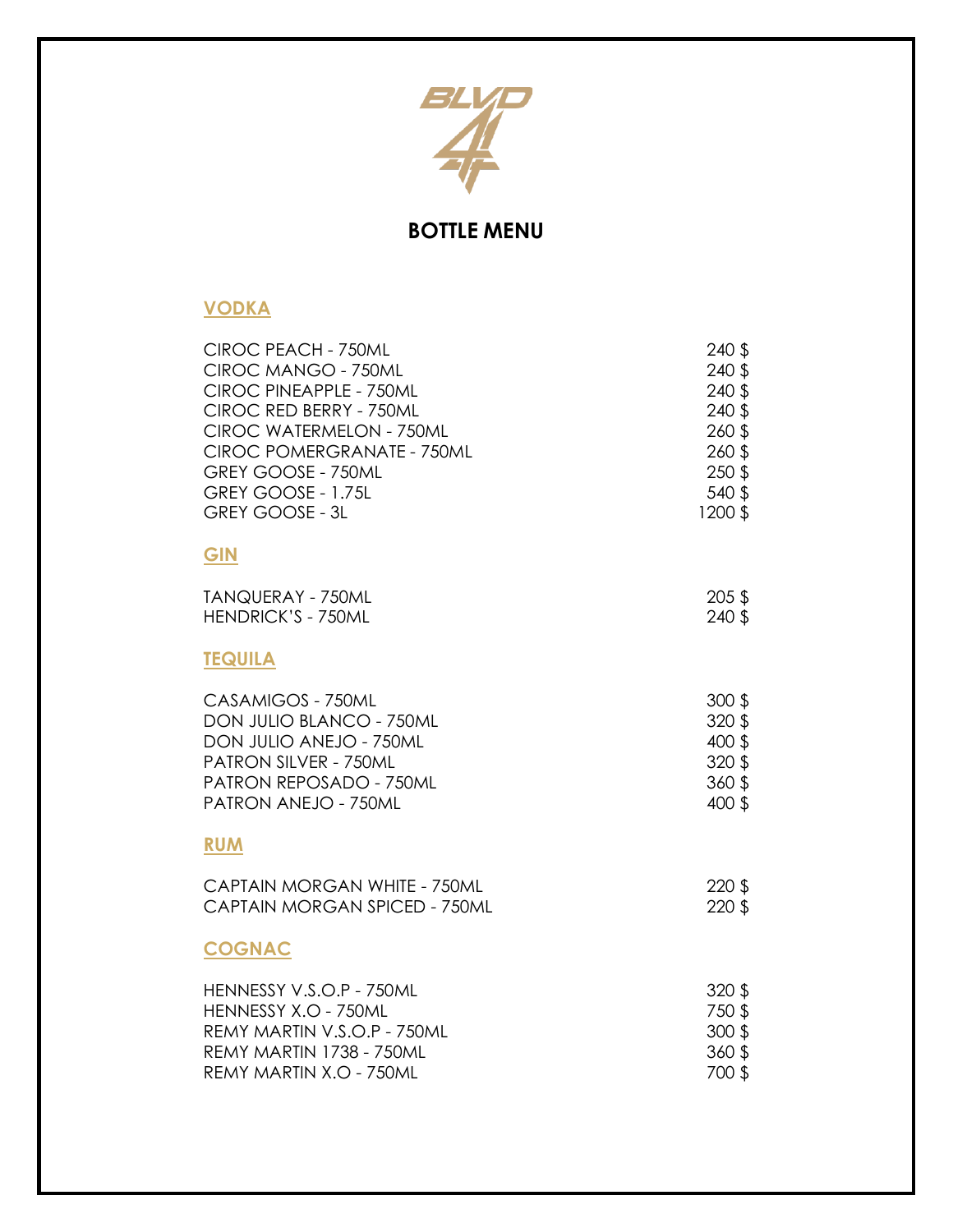BLVD 41

# BOTTLE MENU

## VODKA

| | |
|---|---|
| CIROC PEACH - 750ML | 240 $ |
| CIROC MANGO - 750ML | 240 $ |
| CIROC PINEAPPLE - 750ML | 240 $ |
| CIROC RED BERRY - 750ML | 240 $ |
| CIROC WATERMELON - 750ML | 260 $ |
| CIROC POMERGRANATE - 750ML | 260 $ |
| GREY GOOSE - 750ML | 250 $ |
| GREY GOOSE - 1.75L | 540 $ |
| GREY GOOSE - 3L | 1200 $ |

## GIN

| | |
|---|---|
| TANQUERAY - 750ML | 205 $ |
| HENDRICK'S - 750ML | 240 $ |

## TEQUILA

| | |
|---|---|
| CASAMIGOS - 750ML | 300 $ |
| DON JULIO BLANCO - 750ML | 320 $ |
| DON JULIO ANEJO - 750ML | 400 $ |
| PATRON SILVER - 750ML | 320 $ |
| PATRON REPOSADO - 750ML | 360 $ |
| PATRON ANEJO - 750ML | 400 $ |

## RUM

| | |
|---|---|
| CAPTAIN MORGAN WHITE - 750ML | 220 $ |
| CAPTAIN MORGAN SPICED - 750ML | 220 $ |

## COGNAC

| | |
|---|---|
| HENNESSY V.S.O.P - 750ML | 320 $ |
| HENNESSY X.O - 750ML | 750 $ |
| REMY MARTIN V.S.O.P - 750ML | 300 $ |
| REMY MARTIN 1738 - 750ML | 360 $ |
| REMY MARTIN X.O - 750ML | 700 $ |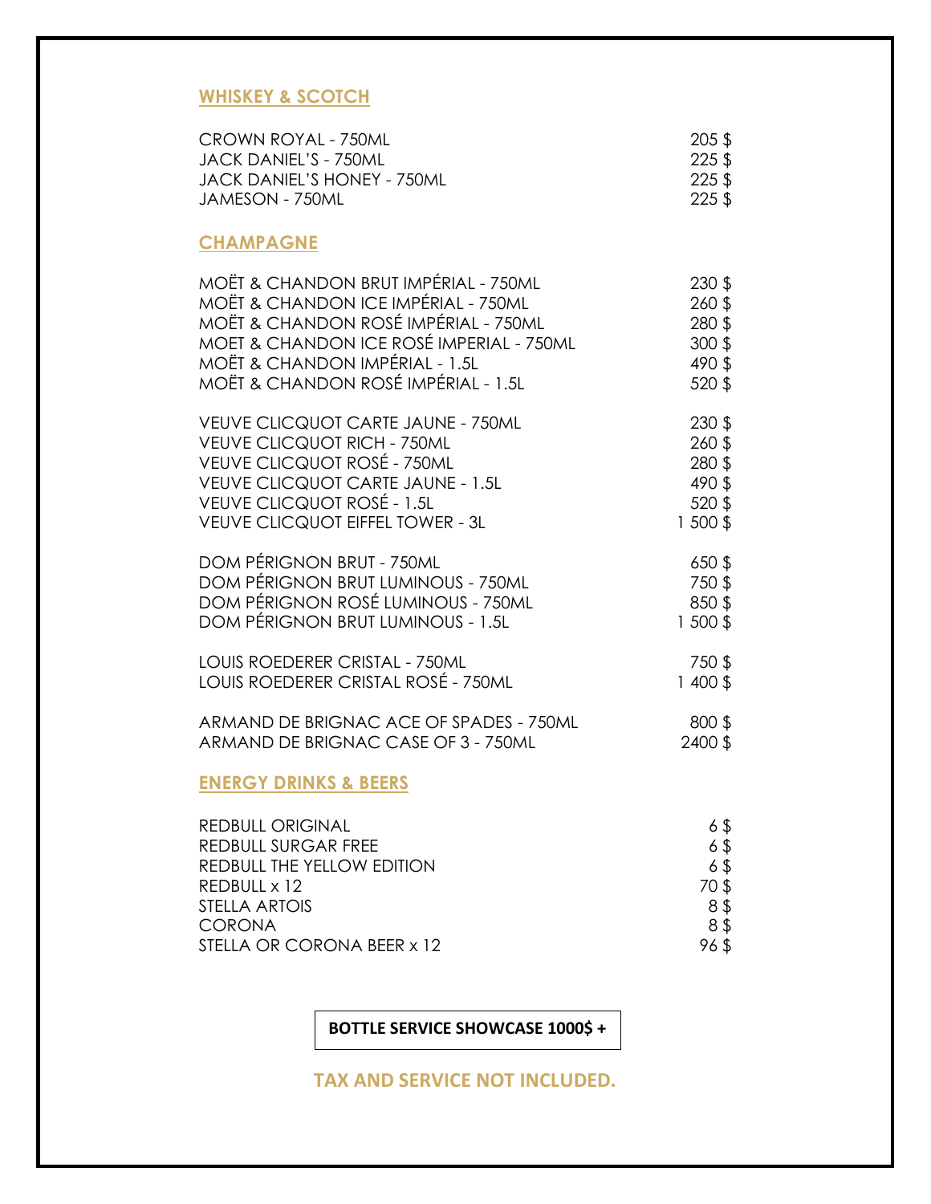## WHISKEY & SCOTCH

| | |
|---|---|
| CROWN ROYAL - 750ML | 205 $ |
| JACK DANIEL'S - 750ML | 225 $ |
| JACK DANIEL'S HONEY - 750ML | 225 $ |
| JAMESON - 750ML | 225 $ |

## CHAMPAGNE

| | |
|---|---|
| MOËT & CHANDON BRUT IMPÉRIAL - 750ML | 230 $ |
| MOËT & CHANDON ICE IMPÉRIAL - 750ML | 260 $ |
| MOËT & CHANDON ROSÉ IMPÉRIAL - 750ML | 280 $ |
| MOET & CHANDON ICE ROSÉ IMPERIAL - 750ML | 300 $ |
| MOËT & CHANDON IMPÉRIAL - 1.5L | 490 $ |
| MOËT & CHANDON ROSÉ IMPÉRIAL - 1.5L | 520 $ |
| VEUVE CLICQUOT CARTE JAUNE - 750ML | 230 $ |
| VEUVE CLICQUOT RICH - 750ML | 260 $ |
| VEUVE CLICQUOT ROSÉ - 750ML | 280 $ |
| VEUVE CLICQUOT CARTE JAUNE - 1.5L | 490 $ |
| VEUVE CLICQUOT ROSÉ - 1.5L | 520 $ |
| VEUVE CLICQUOT EIFFEL TOWER - 3L | 1 500 $ |
| DOM PÉRIGNON BRUT - 750ML | 650 $ |
| DOM PÉRIGNON BRUT LUMINOUS - 750ML | 750 $ |
| DOM PÉRIGNON ROSÉ LUMINOUS - 750ML | 850 $ |
| DOM PÉRIGNON BRUT LUMINOUS - 1.5L | 1 500 $ |
| LOUIS ROEDERER CRISTAL - 750ML | 750 $ |
| LOUIS ROEDERER CRISTAL ROSÉ - 750ML | 1 400 $ |
| ARMAND DE BRIGNAC ACE OF SPADES - 750ML | 800 $ |
| ARMAND DE BRIGNAC CASE OF 3 - 750ML | 2400 $ |

## ENERGY DRINKS & BEERS

| | |
|---|---|
| REDBULL ORIGINAL | 6 $ |
| REDBULL SURGAR FREE | 6 $ |
| REDBULL THE YELLOW EDITION | 6 $ |
| REDBULL x 12 | 70 $ |
| STELLA ARTOIS | 8 $ |
| CORONA | 8 $ |
| STELLA OR CORONA BEER x 12 | 96 $ |

**BOTTLE SERVICE SHOWCASE 1000$ +**

**TAX AND SERVICE NOT INCLUDED.**